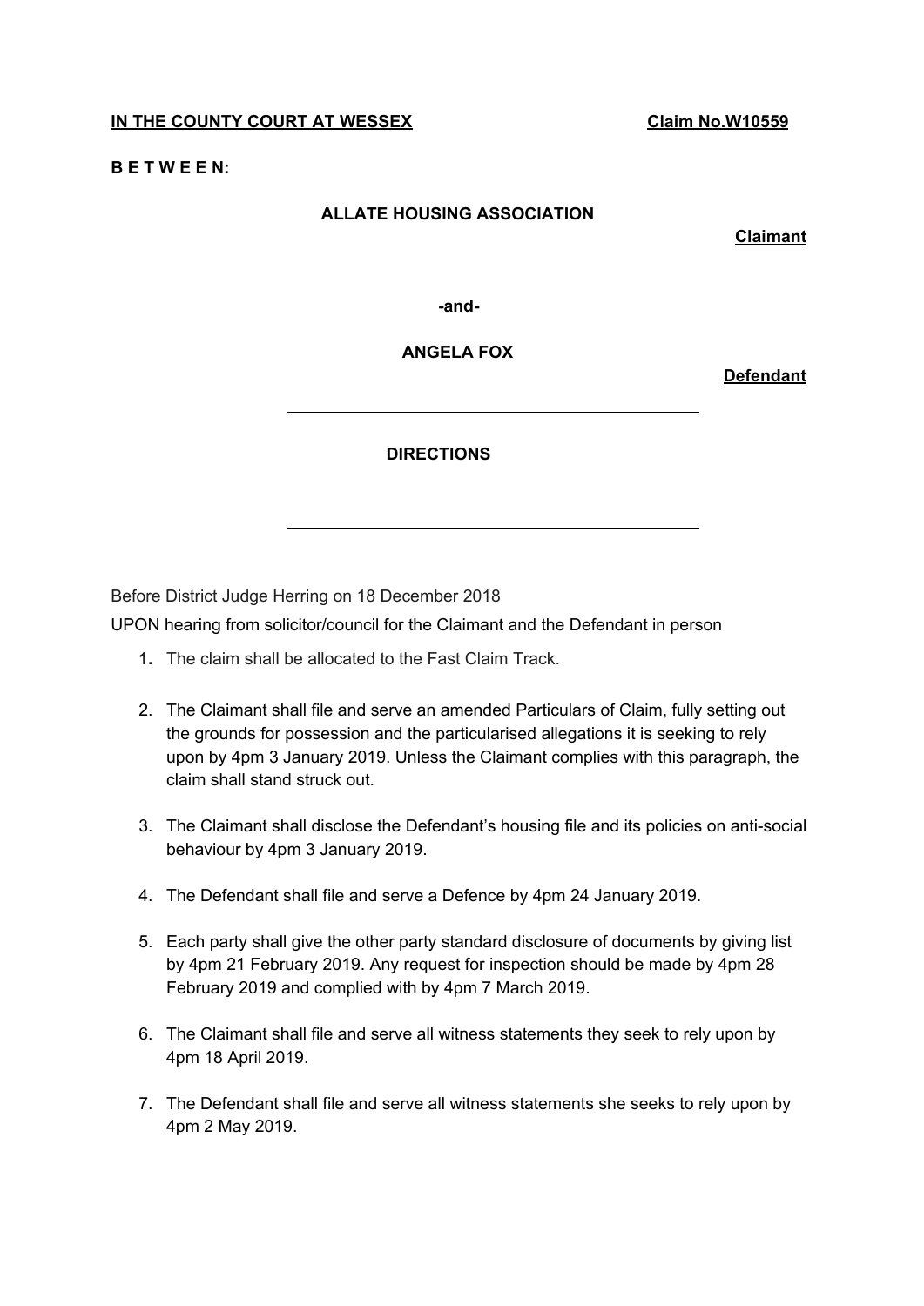**IN THE COUNTY COURT AT WESSEX** **Claim No.W10559**

**B E T W E E N:**

**ALLATE HOUSING ASSOCIATION**

**Claimant**

**-and-**

**ANGELA FOX**

**Defendant**

---

**DIRECTIONS**

---

Before District Judge Herring on 18 December 2018

UPON hearing from solicitor/council for the Claimant and the Defendant in person

1. The claim shall be allocated to the Fast Claim Track.
2. The Claimant shall file and serve an amended Particulars of Claim, fully setting out the grounds for possession and the particularised allegations it is seeking to rely upon by 4pm 3 January 2019. Unless the Claimant complies with this paragraph, the claim shall stand struck out.
3. The Claimant shall disclose the Defendant's housing file and its policies on anti-social behaviour by 4pm 3 January 2019.
4. The Defendant shall file and serve a Defence by 4pm 24 January 2019.
5. Each party shall give the other party standard disclosure of documents by giving list by 4pm 21 February 2019. Any request for inspection should be made by 4pm 28 February 2019 and complied with by 4pm 7 March 2019.
6. The Claimant shall file and serve all witness statements they seek to rely upon by 4pm 18 April 2019.
7. The Defendant shall file and serve all witness statements she seeks to rely upon by 4pm 2 May 2019.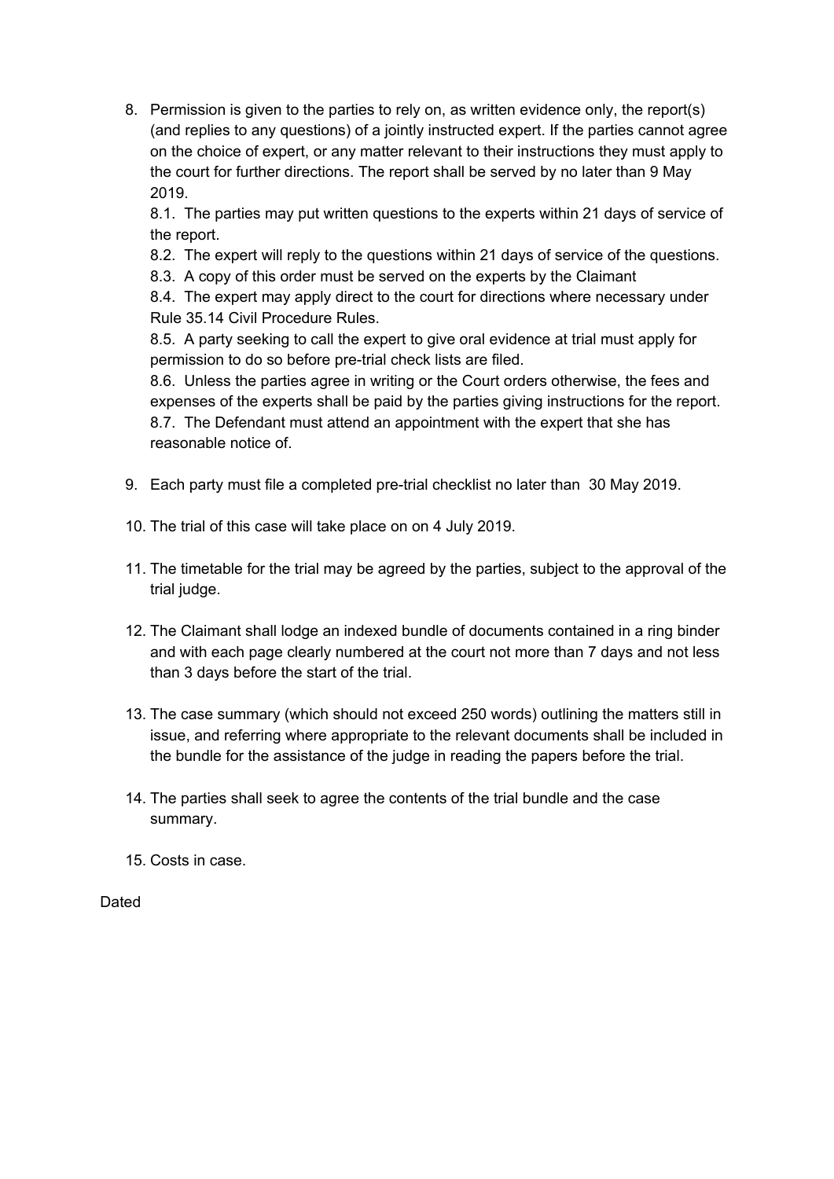8. Permission is given to the parties to rely on, as written evidence only, the report(s) (and replies to any questions) of a jointly instructed expert. If the parties cannot agree on the choice of expert, or any matter relevant to their instructions they must apply to the court for further directions. The report shall be served by no later than 9 May 2019.

   8.1. The parties may put written questions to the experts within 21 days of service of the report.

   8.2. The expert will reply to the questions within 21 days of service of the questions.

   8.3. A copy of this order must be served on the experts by the Claimant

   8.4. The expert may apply direct to the court for directions where necessary under Rule 35.14 Civil Procedure Rules.

   8.5. A party seeking to call the expert to give oral evidence at trial must apply for permission to do so before pre-trial check lists are filed.

   8.6. Unless the parties agree in writing or the Court orders otherwise, the fees and expenses of the experts shall be paid by the parties giving instructions for the report.

   8.7. The Defendant must attend an appointment with the expert that she has reasonable notice of.

9. Each party must file a completed pre-trial checklist no later than 30 May 2019.

10. The trial of this case will take place on on 4 July 2019.

11. The timetable for the trial may be agreed by the parties, subject to the approval of the trial judge.

12. The Claimant shall lodge an indexed bundle of documents contained in a ring binder and with each page clearly numbered at the court not more than 7 days and not less than 3 days before the start of the trial.

13. The case summary (which should not exceed 250 words) outlining the matters still in issue, and referring where appropriate to the relevant documents shall be included in the bundle for the assistance of the judge in reading the papers before the trial.

14. The parties shall seek to agree the contents of the trial bundle and the case summary.

15. Costs in case.

Dated